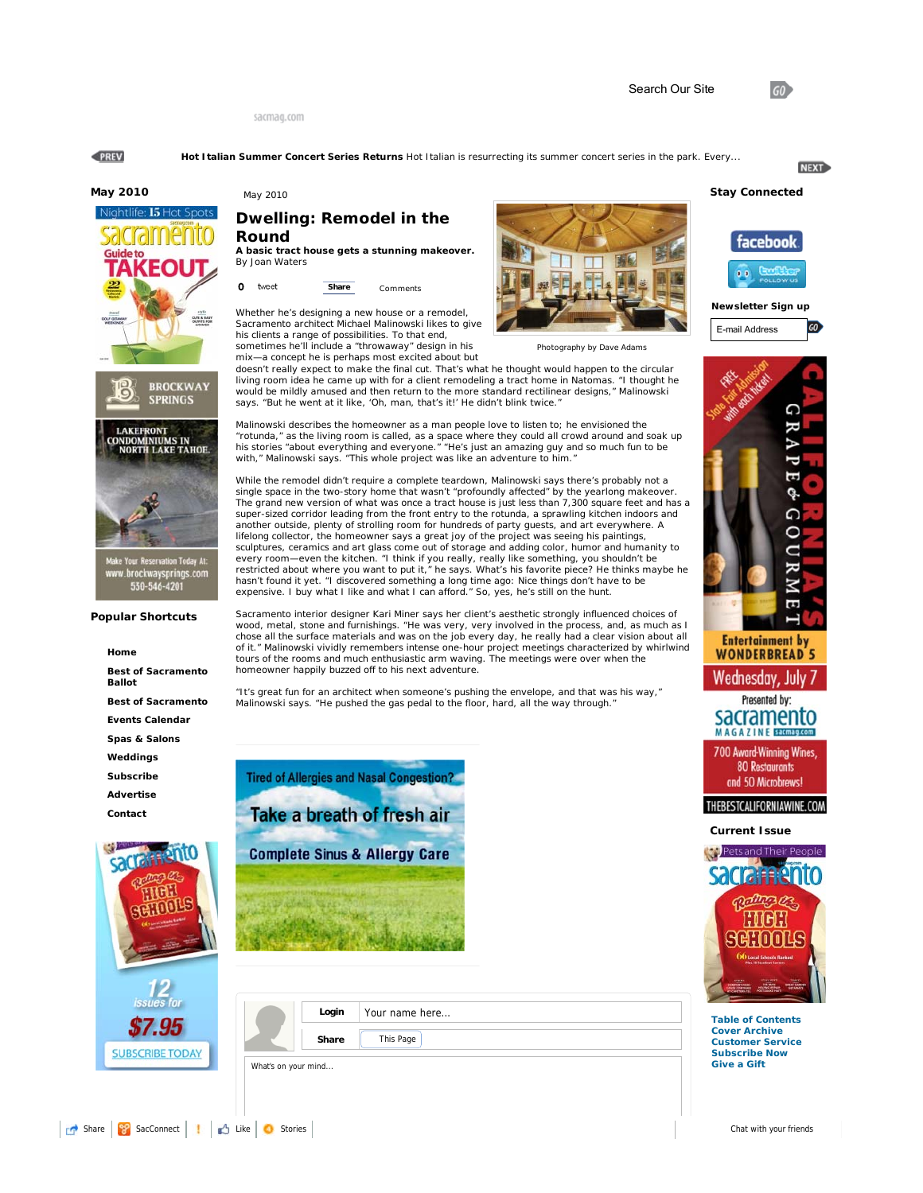Search Our Site

sacmag.com

Hot Italian Summer Concert Series Returns Hot Italian is resurrecting its summer concert series in the park. Every...

May 2010

Popular Shortcuts

- Home
- Best of Sacramento Ballot
- Best of Sacramento
- Events Calendar
- Spas & Salons
- Weddings
- Subscribe
- Advertise
- Contact

May 2010

# Dwelling: Remodel in the Round

**A basic tract house gets a stunning makeover.**

By Joan Waters

Photography by Dave Adams

Whether he's designing a new house or a remodel, Sacramento architect Michael Malinowski likes to give his clients a range of possibilities. To that end, sometimes he'll include a "throwaway" design in his mix—a concept he is perhaps most excited about but doesn't really expect to make the final cut. That's what he thought would happen to the circular living room idea he came up with for a client remodeling a tract home in Natomas. "I thought he would be mildly amused and then return to the more standard rectilinear designs," Malinowski says. "But he went at it like, 'Oh, man, that's it!' He didn't blink twice."

Malinowski describes the homeowner as a man people love to listen to; he envisioned the "rotunda," as the living room is called, as a space where they could all crowd around and soak up his stories "about everything and everyone." "He's just an amazing guy and so much fun to be with," Malinowski says. "This whole project was like an adventure to him."

While the remodel didn't require a complete teardown, Malinowski says there's probably not a single space in the two-story home that wasn't "profoundly affected" by the yearlong makeover. The grand new version of what was once a tract house is just less than 7,300 square feet and has a super-sized corridor leading from the front entry to the rotunda, a sprawling kitchen indoors and another outside, plenty of strolling room for hundreds of party guests, and art everywhere. A lifelong collector, the homeowner says a great joy of the project was seeing his paintings, sculptures, ceramics and art glass come out of storage and adding color, humor and humanity to every room—even the kitchen. "I think if you really, really like something, you shouldn't be restricted about where you want to put it," he says. What's his favorite piece? He thinks maybe he hasn't found it yet. "I discovered something a long time ago: Nice things don't have to be expensive. I buy what I like and what I can afford." So, yes, he's still on the hunt.

Sacramento interior designer Kari Miner says her client's aesthetic strongly influenced choices of wood, metal, stone and furnishings. "He was very, very involved in the process, and, as much as I chose all the surface materials and was on the job every day, he really had a clear vision about all of it." Malinowski vividly remembers intense one-hour project meetings characterized by whirlwind tours of the rooms and much enthusiastic arm waving. The meetings were over when the homeowner happily buzzed off to his next adventure.

"It's great fun for an architect when someone's pushing the envelope, and that was his way," Malinowski says. "He pushed the gas pedal to the floor, hard, all the way through."

Stay Connected

Newsletter Sign up

Current Issue

- Table of Contents
- Cover Archive
- Customer Service
- Subscribe Now
- Give a Gift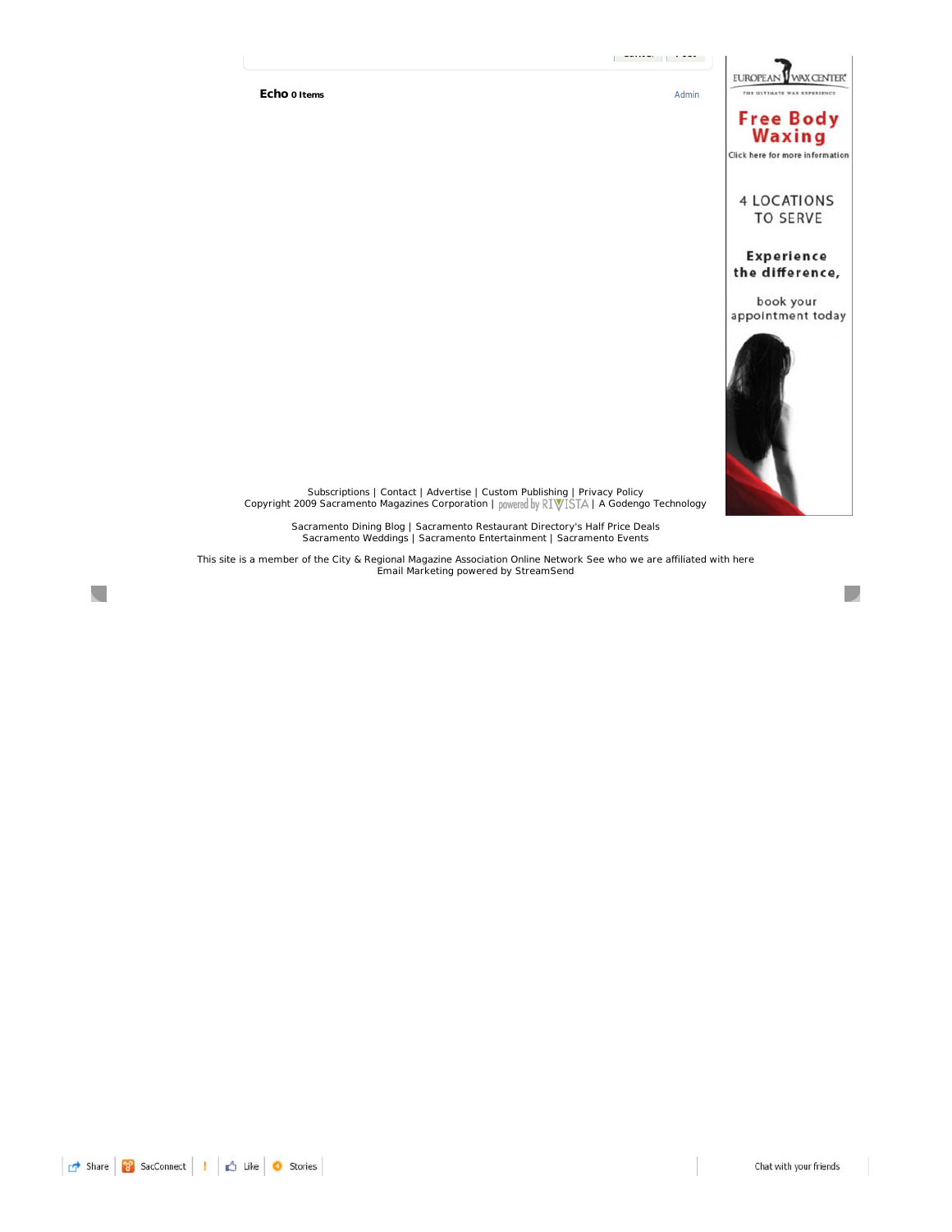**Echo** 0 Items

Admin

EUROPEAN WAX CENTER

THE ULTIMATE WAX EXPERIENCE

Free Body Waxing

Click here for more information

4 LOCATIONS TO SERVE

Experience the difference,

book your appointment today

Subscriptions | Contact | Advertise | Custom Publishing | Privacy Policy
Copyright 2009 Sacramento Magazines Corporation | powered by RIVISTA | A Godengo Technology

Sacramento Dining Blog | Sacramento Restaurant Directory's Half Price Deals
Sacramento Weddings | Sacramento Entertainment | Sacramento Events

This site is a member of the City & Regional Magazine Association Online Network See who we are affiliated with here
Email Marketing powered by StreamSend

Share | SacConnect | ! | Like | Stories

Chat with your friends